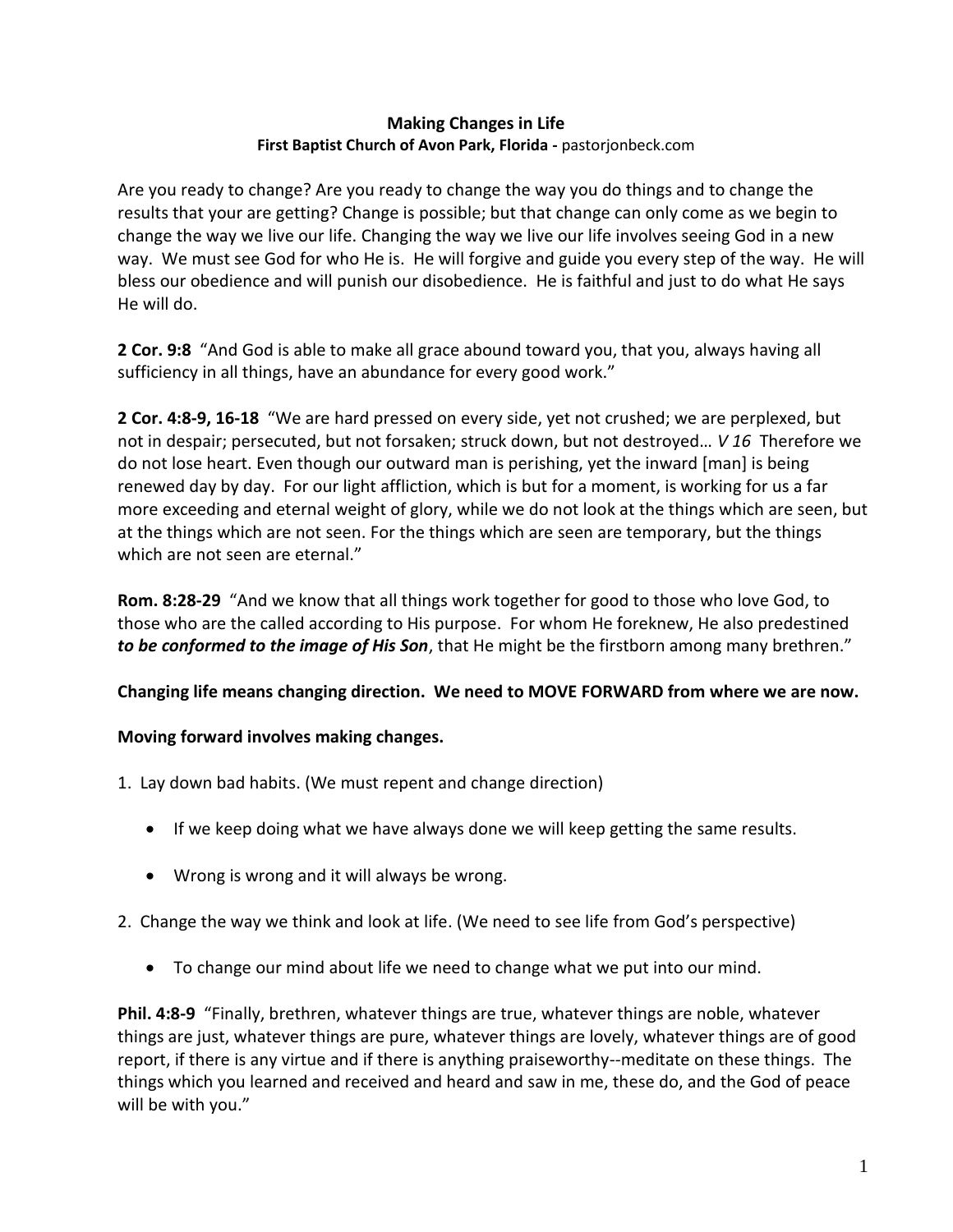**Making Changes in Life**

**First Baptist Church of Avon Park, Florida -** pastorjonbeck.com

Are you ready to change? Are you ready to change the way you do things and to change the results that your are getting? Change is possible; but that change can only come as we begin to change the way we live our life. Changing the way we live our life involves seeing God in a new way. We must see God for who He is. He will forgive and guide you every step of the way. He will bless our obedience and will punish our disobedience. He is faithful and just to do what He says He will do.

**2 Cor. 9:8** "And God is able to make all grace abound toward you, that you, always having all sufficiency in all things, have an abundance for every good work."

**2 Cor. 4:8-9, 16-18** "We are hard pressed on every side, yet not crushed; we are perplexed, but not in despair; persecuted, but not forsaken; struck down, but not destroyed… *V 16* Therefore we do not lose heart. Even though our outward man is perishing, yet the inward [man] is being renewed day by day. For our light affliction, which is but for a moment, is working for us a far more exceeding and eternal weight of glory, while we do not look at the things which are seen, but at the things which are not seen. For the things which are seen are temporary, but the things which are not seen are eternal."

**Rom. 8:28-29** "And we know that all things work together for good to those who love God, to those who are the called according to His purpose. For whom He foreknew, He also predestined ***to be conformed to the image of His Son***, that He might be the firstborn among many brethren."

**Changing life means changing direction. We need to MOVE FORWARD from where we are now.**

**Moving forward involves making changes.**

1. Lay down bad habits. (We must repent and change direction)
   - If we keep doing what we have always done we will keep getting the same results.
   - Wrong is wrong and it will always be wrong.
2. Change the way we think and look at life. (We need to see life from God's perspective)
   - To change our mind about life we need to change what we put into our mind.

**Phil. 4:8-9** "Finally, brethren, whatever things are true, whatever things are noble, whatever things are just, whatever things are pure, whatever things are lovely, whatever things are of good report, if there is any virtue and if there is anything praiseworthy--meditate on these things. The things which you learned and received and heard and saw in me, these do, and the God of peace will be with you."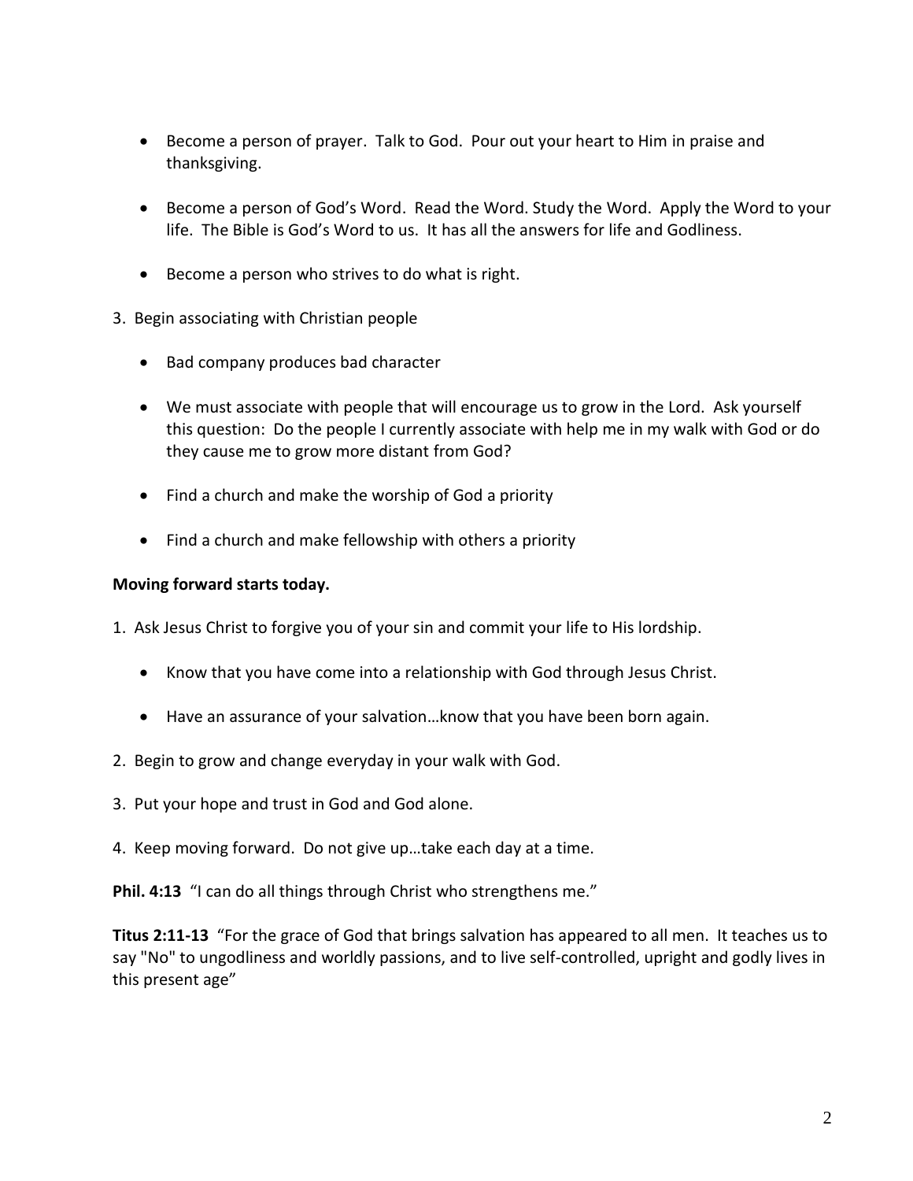- Become a person of prayer.  Talk to God.  Pour out your heart to Him in praise and thanksgiving.
- Become a person of God's Word.  Read the Word. Study the Word.  Apply the Word to your life.  The Bible is God's Word to us.  It has all the answers for life and Godliness.
- Become a person who strives to do what is right.

3. Begin associating with Christian people
    - Bad company produces bad character
    - We must associate with people that will encourage us to grow in the Lord.  Ask yourself this question:  Do the people I currently associate with help me in my walk with God or do they cause me to grow more distant from God?
    - Find a church and make the worship of God a priority
    - Find a church and make fellowship with others a priority

**Moving forward starts today.**

1. Ask Jesus Christ to forgive you of your sin and commit your life to His lordship.
    - Know that you have come into a relationship with God through Jesus Christ.
    - Have an assurance of your salvation…know that you have been born again.
2. Begin to grow and change everyday in your walk with God.
3. Put your hope and trust in God and God alone.
4. Keep moving forward.  Do not give up…take each day at a time.

**Phil. 4:13** "I can do all things through Christ who strengthens me."

**Titus 2:11-13** "For the grace of God that brings salvation has appeared to all men.  It teaches us to say "No" to ungodliness and worldly passions, and to live self-controlled, upright and godly lives in this present age"